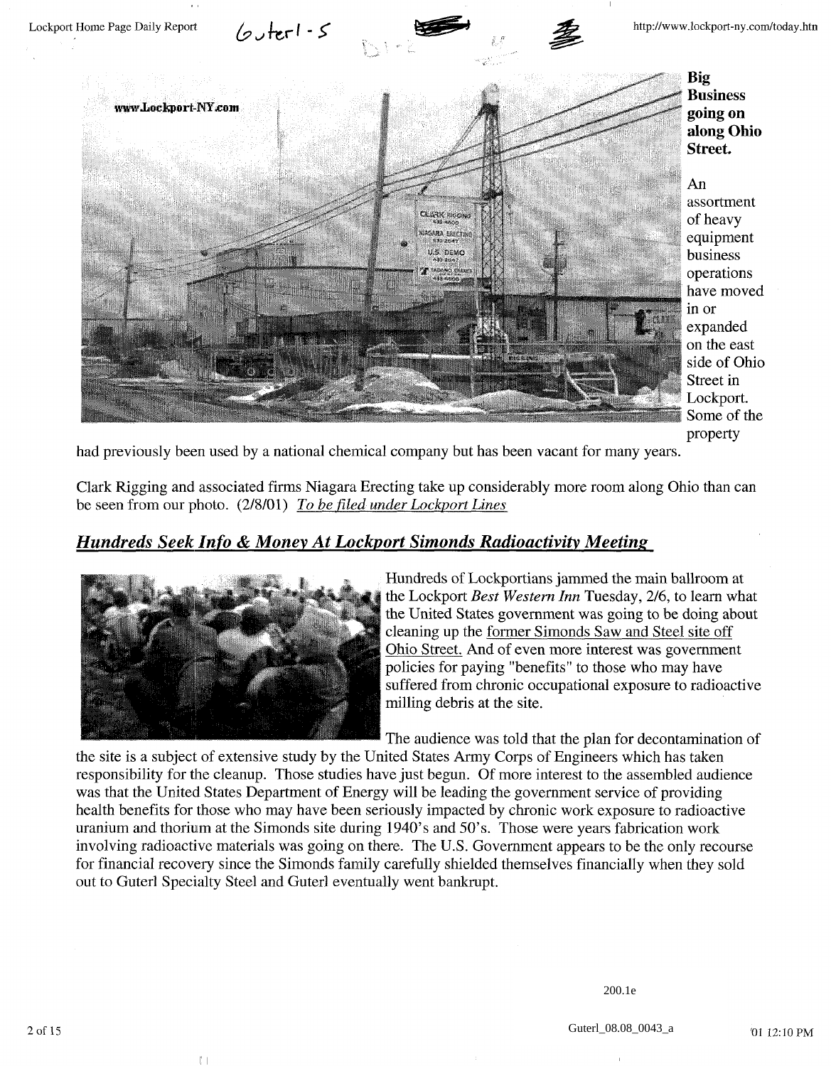**Big Business going on along Ohio Street.**

An assortment of heavy equipment business operations have moved in or expanded on the east side of Ohio Street in Lockport. Some of the property had previously been used by a national chemical company but has been vacant for many years.

Clark Rigging and associated firms Niagara Erecting take up considerably more room along Ohio than can be seen from our photo. (2/8/01) *To be filed under Lockport Lines*

## *Hundreds Seek Info & Money At Lockport Simonds Radioactivity Meeting*

Hundreds of Lockportians jammed the main ballroom at the Lockport *Best Western Inn* Tuesday, 2/6, to learn what the United States government was going to be doing about cleaning up the former Simonds Saw and Steel site off Ohio Street. And of even more interest was government policies for paying "benefits" to those who may have suffered from chronic occupational exposure to radioactive milling debris at the site.

The audience was told that the plan for decontamination of the site is a subject of extensive study by the United States Army Corps of Engineers which has taken responsibility for the cleanup. Those studies have just begun. Of more interest to the assembled audience was that the United States Department of Energy will be leading the government service of providing health benefits for those who may have been seriously impacted by chronic work exposure to radioactive uranium and thorium at the Simonds site during 1940's and 50's. Those were years fabrication work involving radioactive materials was going on there. The U.S. Government appears to be the only recourse for financial recovery since the Simonds family carefully shielded themselves financially when they sold out to Guterl Specialty Steel and Guterl eventually went bankrupt.

200.1e

Guterl_08.08_0043_a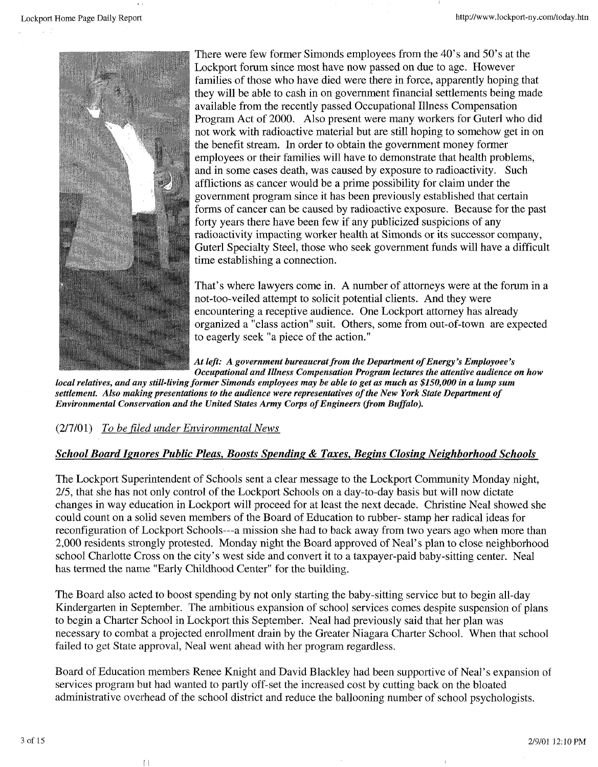There were few former Simonds employees from the 40's and 50's at the Lockport forum since most have now passed on due to age. However families of those who have died were there in force, apparently hoping that they will be able to cash in on government financial settlements being made available from the recently passed Occupational Illness Compensation Program Act of 2000. Also present were many workers for Guterl who did not work with radioactive material but are still hoping to somehow get in on the benefit stream. In order to obtain the government money former employees or their families will have to demonstrate that health problems, and in some cases death, was caused by exposure to radioactivity. Such afflictions as cancer would be a prime possibility for claim under the government program since it has been previously established that certain forms of cancer can be caused by radioactive exposure. Because for the past forty years there have been few if any publicized suspicions of any radioactivity impacting worker health at Simonds or its successor company, Guterl Specialty Steel, those who seek government funds will have a difficult time establishing a connection.

That's where lawyers come in. A number of attorneys were at the forum in a not-too-veiled attempt to solicit potential clients. And they were encountering a receptive audience. One Lockport attorney has already organized a "class action" suit. Others, some from out-of-town are expected to eagerly seek "a piece of the action."

***At left: A government bureaucrat from the Department of Energy's Employoee's Occupational and Illness Compensation Program lectures the attentive audience on how local relatives, and any still-living former Simonds employees may be able to get as much as $150,000 in a lump sum settlement. Also making presentations to the audience were representatives of the New York State Department of Environmental Conservation and the United States Army Corps of Engineers (from Buffalo).***

(2/7/01) *To be filed under Environmental News*

## ***School Board Ignores Public Pleas, Boosts Spending & Taxes, Begins Closing Neighborhood Schools***

The Lockport Superintendent of Schools sent a clear message to the Lockport Community Monday night, 2/5, that she has not only control of the Lockport Schools on a day-to-day basis but will now dictate changes in way education in Lockport will proceed for at least the next decade. Christine Neal showed she could count on a solid seven members of the Board of Education to rubber- stamp her radical ideas for reconfiguration of Lockport Schools---a mission she had to back away from two years ago when more than 2,000 residents strongly protested. Monday night the Board approved of Neal's plan to close neighborhood school Charlotte Cross on the city's west side and convert it to a taxpayer-paid baby-sitting center. Neal has termed the name "Early Childhood Center" for the building.

The Board also acted to boost spending by not only starting the baby-sitting service but to begin all-day Kindergarten in September. The ambitious expansion of school services comes despite suspension of plans to begin a Charter School in Lockport this September. Neal had previously said that her plan was necessary to combat a projected enrollment drain by the Greater Niagara Charter School. When that school failed to get State approval, Neal went ahead with her program regardless.

Board of Education members Renee Knight and David Blackley had been supportive of Neal's expansion of services program but had wanted to partly off-set the increased cost by cutting back on the bloated administrative overhead of the school district and reduce the ballooning number of school psychologists.